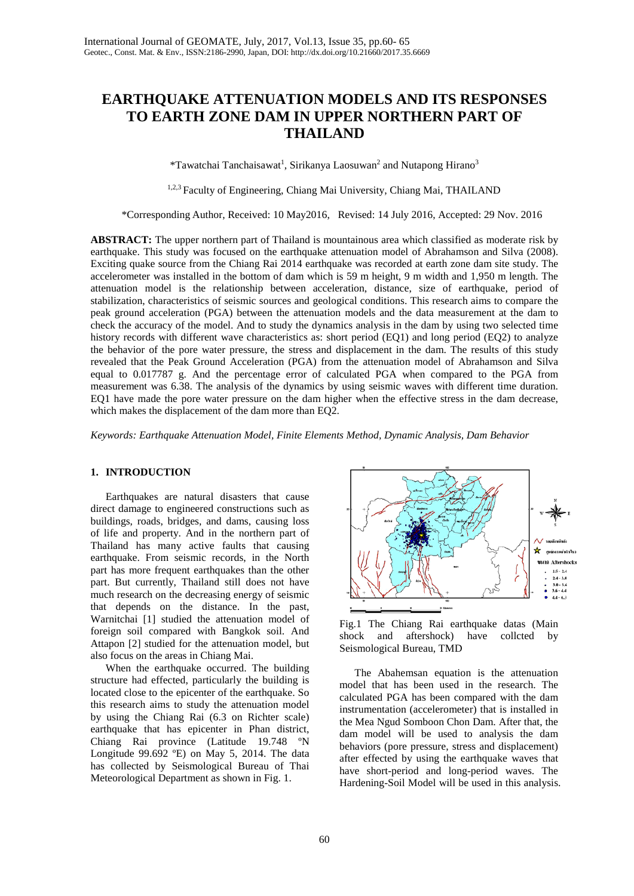# EARTHQUAKE ATTENUATION MODELS AND ITS RESPONSES TO EARTH ZONE DAM IN UPPER NORTHERN PART OF THAILAND

*Tawatchai Tanchaisawat[1], Sirikanya Laosuwan[2] and Nutapong Hirano[3]

[1,2,3] Faculty of Engineering, Chiang Mai University, Chiang Mai, THAILAND

*Corresponding Author, Received: 10 May2016, Revised: 14 July 2016, Accepted: 29 Nov. 2016

**ABSTRACT:** The upper northern part of Thailand is mountainous area which classified as moderate risk by earthquake. This study was focused on the earthquake attenuation model of Abrahamson and Silva (2008). Exciting quake source from the Chiang Rai 2014 earthquake was recorded at earth zone dam site study. The accelerometer was installed in the bottom of dam which is 59 m height, 9 m width and 1,950 m length. The attenuation model is the relationship between acceleration, distance, size of earthquake, period of stabilization, characteristics of seismic sources and geological conditions. This research aims to compare the peak ground acceleration (PGA) between the attenuation models and the data measurement at the dam to check the accuracy of the model. And to study the dynamics analysis in the dam by using two selected time history records with different wave characteristics as: short period (EQ1) and long period (EQ2) to analyze the behavior of the pore water pressure, the stress and displacement in the dam. The results of this study revealed that the Peak Ground Acceleration (PGA) from the attenuation model of Abrahamson and Silva equal to 0.017787 g. And the percentage error of calculated PGA when compared to the PGA from measurement was 6.38. The analysis of the dynamics by using seismic waves with different time duration. EQ1 have made the pore water pressure on the dam higher when the effective stress in the dam decrease, which makes the displacement of the dam more than EQ2.

*Keywords: Earthquake Attenuation Model, Finite Elements Method, Dynamic Analysis, Dam Behavior*

## 1. INTRODUCTION

Earthquakes are natural disasters that cause direct damage to engineered constructions such as buildings, roads, bridges, and dams, causing loss of life and property. And in the northern part of Thailand has many active faults that causing earthquake. From seismic records, in the North part has more frequent earthquakes than the other part. But currently, Thailand still does not have much research on the decreasing energy of seismic that depends on the distance. In the past, Warnitchai [1] studied the attenuation model of foreign soil compared with Bangkok soil. And Attapon [2] studied for the attenuation model, but also focus on the areas in Chiang Mai.

When the earthquake occurred. The building structure had effected, particularly the building is located close to the epicenter of the earthquake. So this research aims to study the attenuation model by using the Chiang Rai (6.3 on Richter scale) earthquake that has epicenter in Phan district, Chiang Rai province (Latitude 19.748 ºN Longitude 99.692 ºE) on May 5, 2014. The data has collected by Seismological Bureau of Thai Meteorological Department as shown in Fig. 1.

Fig.1 The Chiang Rai earthquake datas (Main shock and aftershock) have collcted by Seismological Bureau, TMD

The Abahemsan equation is the attenuation model that has been used in the research. The calculated PGA has been compared with the dam instrumentation (accelerometer) that is installed in the Mea Ngud Somboon Chon Dam. After that, the dam model will be used to analysis the dam behaviors (pore pressure, stress and displacement) after effected by using the earthquake waves that have short-period and long-period waves. The Hardening-Soil Model will be used in this analysis.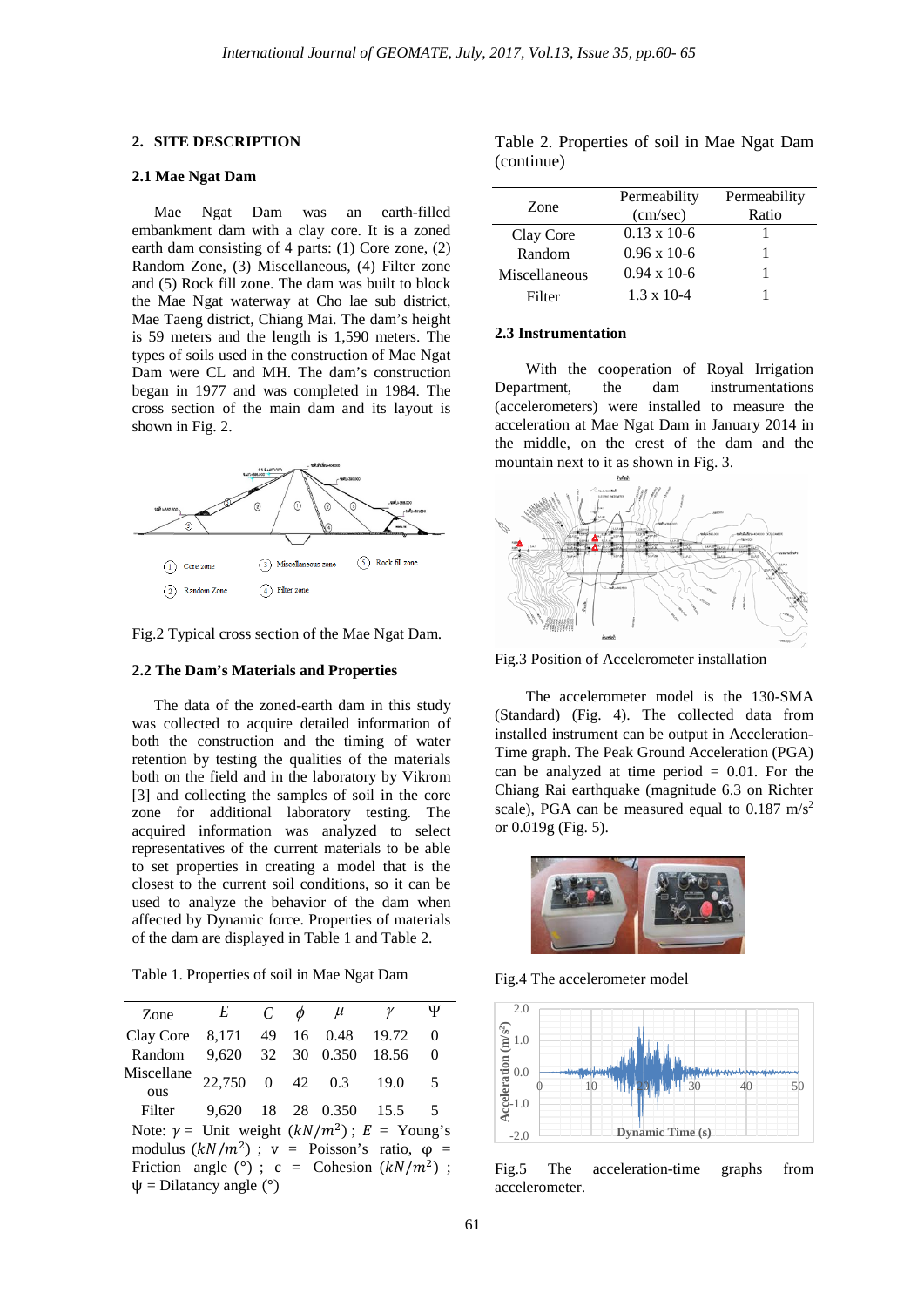## 2. SITE DESCRIPTION

### 2.1 Mae Ngat Dam

Mae Ngat Dam was an earth-filled embankment dam with a clay core. It is a zoned earth dam consisting of 4 parts: (1) Core zone, (2) Random Zone, (3) Miscellaneous, (4) Filter zone and (5) Rock fill zone. The dam was built to block the Mae Ngat waterway at Cho lae sub district, Mae Taeng district, Chiang Mai. The dam's height is 59 meters and the length is 1,590 meters. The types of soils used in the construction of Mae Ngat Dam were CL and MH. The dam's construction began in 1977 and was completed in 1984. The cross section of the main dam and its layout is shown in Fig. 2.

Fig.2 Typical cross section of the Mae Ngat Dam.

### 2.2 The Dam's Materials and Properties

The data of the zoned-earth dam in this study was collected to acquire detailed information of both the construction and the timing of water retention by testing the qualities of the materials both on the field and in the laboratory by Vikrom [3] and collecting the samples of soil in the core zone for additional laboratory testing. The acquired information was analyzed to select representatives of the current materials to be able to set properties in creating a model that is the closest to the current soil conditions, so it can be used to analyze the behavior of the dam when affected by Dynamic force. Properties of materials of the dam are displayed in Table 1 and Table 2.

Table 1. Properties of soil in Mae Ngat Dam

| Zone | $E$ | $C$ | $\phi$ | $\mu$ | $\gamma$ | $\Psi$ |
|---|---|---|---|---|---|---|
| Clay Core | 8,171 | 49 | 16 | 0.48 | 19.72 | 0 |
| Random | 9,620 | 32 | 30 | 0.350 | 18.56 | 0 |
| Miscellaneous | 22,750 | 0 | 42 | 0.3 | 19.0 | 5 |
| Filter | 9,620 | 18 | 28 | 0.350 | 15.5 | 5 |

Note: $\gamma$ = Unit weight $(kN/m^2)$ ; $E$ = Young's modulus $(kN/m^2)$ ; v = Poisson's ratio, φ = Friction angle (°) ; c = Cohesion $(kN/m^2)$ ; ψ = Dilatancy angle (°)

Table 2. Properties of soil in Mae Ngat Dam (continue)

| Zone | Permeability (cm/sec) | Permeability Ratio |
|---|---|---|
| Clay Core | 0.13 x 10-6 | 1 |
| Random | 0.96 x 10-6 | 1 |
| Miscellaneous | 0.94 x 10-6 | 1 |
| Filter | 1.3 x 10-4 | 1 |

### 2.3 Instrumentation

With the cooperation of Royal Irrigation Department, the dam instrumentations (accelerometers) were installed to measure the acceleration at Mae Ngat Dam in January 2014 in the middle, on the crest of the dam and the mountain next to it as shown in Fig. 3.

Fig.3 Position of Accelerometer installation

The accelerometer model is the 130-SMA (Standard) (Fig. 4). The collected data from installed instrument can be output in Acceleration-Time graph. The Peak Ground Acceleration (PGA) can be analyzed at time period = 0.01. For the Chiang Rai earthquake (magnitude 6.3 on Richter scale), PGA can be measured equal to 0.187 $m/s^2$ or 0.019g (Fig. 5).

Fig.4 The accelerometer model

Fig.5 The acceleration-time graphs from accelerometer.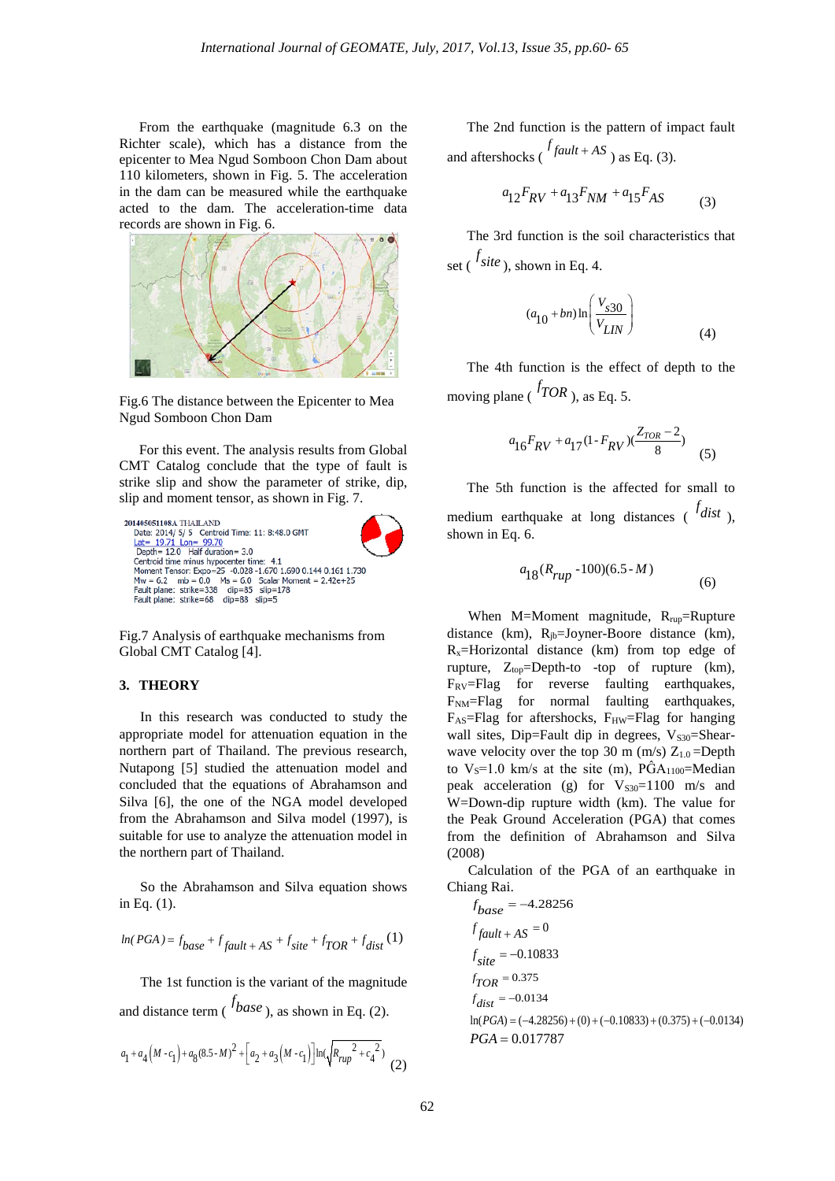From the earthquake (magnitude 6.3 on the Richter scale), which has a distance from the epicenter to Mea Ngud Somboon Chon Dam about 110 kilometers, shown in Fig. 5. The acceleration in the dam can be measured while the earthquake acted to the dam. The acceleration-time data records are shown in Fig. 6.

Fig.6 The distance between the Epicenter to Mea Ngud Somboon Chon Dam

For this event. The analysis results from Global CMT Catalog conclude that the type of fault is strike slip and show the parameter of strike, dip, slip and moment tensor, as shown in Fig. 7.

```
201405051108A THAILAND
Date: 2014/ 5/ 5   Centroid Time: 11: 8:48.0 GMT
Lat= 19.71  Lon= 99.70
Depth= 12.0  Half duration= 3.0
Centroid time minus hypocenter time: 4.1
Moment Tensor: Expo=25  -0.028 -1.670 1.690 0.144 0.161 1.730
Mw = 6.2   mb = 0.0   Ms = 6.0   Scalar Moment = 2.42e+25
Fault plane: strike=338   dip=85   slip=178
Fault plane: strike=68   dip=88   slip=5
```

Fig.7 Analysis of earthquake mechanisms from Global CMT Catalog [4].

## 3. THEORY

In this research was conducted to study the appropriate model for attenuation equation in the northern part of Thailand. The previous research, Nutapong [5] studied the attenuation model and concluded that the equations of Abrahamson and Silva [6], the one of the NGA model developed from the Abrahamson and Silva model (1997), is suitable for use to analyze the attenuation model in the northern part of Thailand.

So the Abrahamson and Silva equation shows in Eq. (1).

$$ln(PGA) = f_{base} + f_{fault+AS} + f_{site} + f_{TOR} + f_{dist} \quad (1)$$

The 1st function is the variant of the magnitude and distance term ( $f_{base}$ ), as shown in Eq. (2).

$$a_1 + a_4\left(M - c_1\right) + a_8(8.5 - M)^2 + \left[a_2 + a_3\left(M - c_1\right)\right]\ln\left(\sqrt{R_{rup}^{\ 2} + c_4^{\ 2}}\right) \quad (2)$$

The 2nd function is the pattern of impact fault and aftershocks ( $f_{fault+AS}$ ) as Eq. (3).

$$a_{12}F_{RV} + a_{13}F_{NM} + a_{15}F_{AS} \quad (3)$$

The 3rd function is the soil characteristics that set ( $f_{site}$ ), shown in Eq. 4.

$$(a_{10} + bn)\ln\left(\frac{V_{s30}}{V_{LIN}}\right) \quad (4)$$

The 4th function is the effect of depth to the moving plane ( $f_{TOR}$ ), as Eq. 5.

$$a_{16}F_{RV} + a_{17}(1 - F_{RV})\left(\frac{Z_{TOR} - 2}{8}\right) \quad (5)$$

The 5th function is the affected for small to medium earthquake at long distances ( $f_{dist}$ ), shown in Eq. 6.

$$a_{18}(R_{rup} - 100)(6.5 - M) \quad (6)$$

When M=Moment magnitude, $R_{rup}$=Rupture distance (km), $R_{jb}$=Joyner-Boore distance (km), $R_x$=Horizontal distance (km) from top edge of rupture, $Z_{top}$=Depth-to -top of rupture (km), $F_{RV}$=Flag for reverse faulting earthquakes, $F_{NM}$=Flag for normal faulting earthquakes, $F_{AS}$=Flag for aftershocks, $F_{HW}$=Flag for hanging wall sites, Dip=Fault dip in degrees, $V_{S30}$=Shear-wave velocity over the top 30 m (m/s) $Z_{1.0}$ =Depth to $V_S$=1.0 km/s at the site (m), $P\hat{G}A_{1100}$=Median peak acceleration (g) for $V_{S30}$=1100 m/s and W=Down-dip rupture width (km). The value for the Peak Ground Acceleration (PGA) that comes from the definition of Abrahamson and Silva (2008)

Calculation of the PGA of an earthquake in Chiang Rai.

$$f_{base} = -4.28256$$

$$f_{fault+AS} = 0$$

$$f_{site} = -0.10833$$

$$f_{TOR} = 0.375$$

$$f_{dist} = -0.0134$$

$$\ln(PGA) = (-4.28256) + (0) + (-0.10833) + (0.375) + (-0.0134)$$

$$PGA = 0.017787$$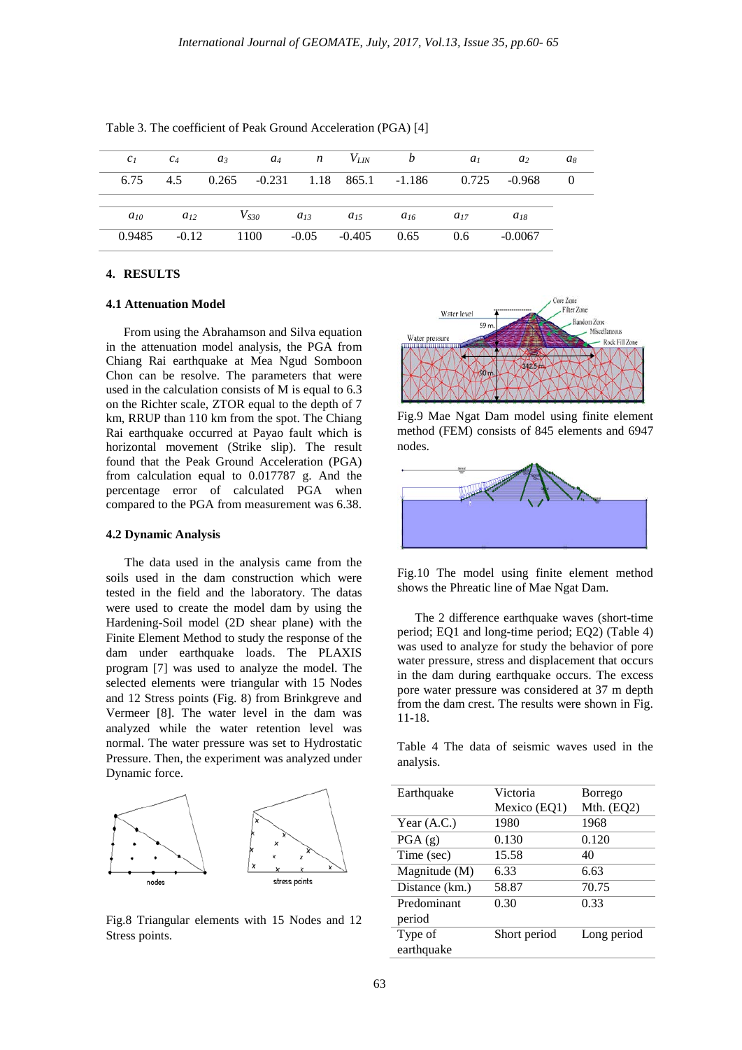Table 3. The coefficient of Peak Ground Acceleration (PGA) [4]

| $c_1$ | $c_4$ | $a_3$ | $a_4$ | $n$ | $V_{LIN}$ | $b$ | $a_1$ | $a_2$ | $a_8$ |
|---|---|---|---|---|---|---|---|---|---|
| 6.75 | 4.5 | 0.265 | -0.231 | 1.18 | 865.1 | -1.186 | 0.725 | -0.968 | 0 |

| $a_{10}$ | $a_{12}$ | $V_{S30}$ | $a_{13}$ | $a_{15}$ | $a_{16}$ | $a_{17}$ | $a_{18}$ |
|---|---|---|---|---|---|---|---|
| 0.9485 | -0.12 | 1100 | -0.05 | -0.405 | 0.65 | 0.6 | -0.0067 |

## 4. RESULTS

### 4.1 Attenuation Model

From using the Abrahamson and Silva equation in the attenuation model analysis, the PGA from Chiang Rai earthquake at Mea Ngud Somboon Chon can be resolve. The parameters that were used in the calculation consists of M is equal to 6.3 on the Richter scale, ZTOR equal to the depth of 7 km, RRUP than 110 km from the spot. The Chiang Rai earthquake occurred at Payao fault which is horizontal movement (Strike slip). The result found that the Peak Ground Acceleration (PGA) from calculation equal to 0.017787 g. And the percentage error of calculated PGA when compared to the PGA from measurement was 6.38.

### 4.2 Dynamic Analysis

The data used in the analysis came from the soils used in the dam construction which were tested in the field and the laboratory. The datas were used to create the model dam by using the Hardening-Soil model (2D shear plane) with the Finite Element Method to study the response of the dam under earthquake loads. The PLAXIS program [7] was used to analyze the model. The selected elements were triangular with 15 Nodes and 12 Stress points (Fig. 8) from Brinkgreve and Vermeer [8]. The water level in the dam was analyzed while the water retention level was normal. The water pressure was set to Hydrostatic Pressure. Then, the experiment was analyzed under Dynamic force.

Fig.8 Triangular elements with 15 Nodes and 12 Stress points.

Fig.9 Mae Ngat Dam model using finite element method (FEM) consists of 845 elements and 6947 nodes.

Fig.10 The model using finite element method shows the Phreatic line of Mae Ngat Dam.

The 2 difference earthquake waves (short-time period; EQ1 and long-time period; EQ2) (Table 4) was used to analyze for study the behavior of pore water pressure, stress and displacement that occurs in the dam during earthquake occurs. The excess pore water pressure was considered at 37 m depth from the dam crest. The results were shown in Fig. 11-18.

Table 4 The data of seismic waves used in the analysis.

| Earthquake | Victoria Mexico (EQ1) | Borrego Mth. (EQ2) |
|---|---|---|
| Year (A.C.) | 1980 | 1968 |
| PGA (g) | 0.130 | 0.120 |
| Time (sec) | 15.58 | 40 |
| Magnitude (M) | 6.33 | 6.63 |
| Distance (km.) | 58.87 | 70.75 |
| Predominant period | 0.30 | 0.33 |
| Type of earthquake | Short period | Long period |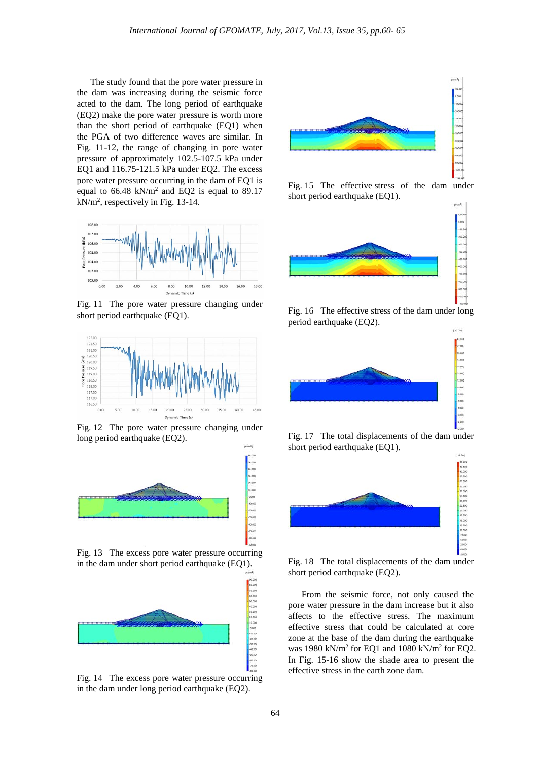The study found that the pore water pressure in the dam was increasing during the seismic force acted to the dam. The long period of earthquake (EQ2) make the pore water pressure is worth more than the short period of earthquake (EQ1) when the PGA of two difference waves are similar. In Fig. 11-12, the range of changing in pore water pressure of approximately 102.5-107.5 kPa under EQ1 and 116.75-121.5 kPa under EQ2. The excess pore water pressure occurring in the dam of EQ1 is equal to 66.48 $kN/m^2$ and EQ2 is equal to 89.17 $kN/m^2$, respectively in Fig. 13-14.

Fig. 11 The pore water pressure changing under short period earthquake (EQ1).

Fig. 12 The pore water pressure changing under long period earthquake (EQ2).

Fig. 13 The excess pore water pressure occurring in the dam under short period earthquake (EQ1).

Fig. 14 The excess pore water pressure occurring in the dam under long period earthquake (EQ2).

Fig. 15 The effective stress of the dam under short period earthquake (EQ1).

Fig. 16 The effective stress of the dam under long period earthquake (EQ2).

Fig. 17 The total displacements of the dam under short period earthquake (EQ1).

Fig. 18 The total displacements of the dam under short period earthquake (EQ2).

From the seismic force, not only caused the pore water pressure in the dam increase but it also affects to the effective stress. The maximum effective stress that could be calculated at core zone at the base of the dam during the earthquake was 1980 $kN/m^2$ for EQ1 and 1080 $kN/m^2$ for EQ2. In Fig. 15-16 show the shade area to present the effective stress in the earth zone dam.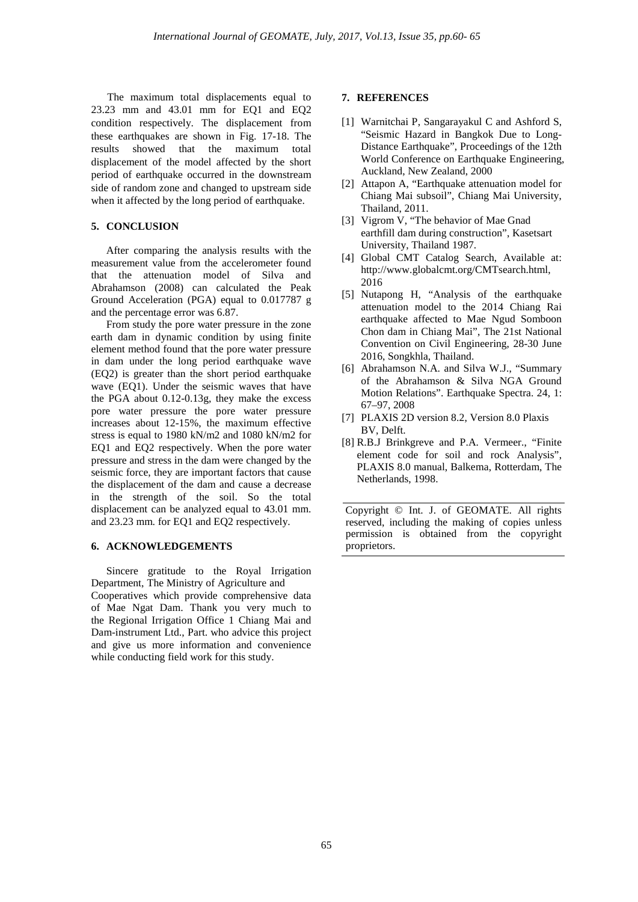The maximum total displacements equal to 23.23 mm and 43.01 mm for EQ1 and EQ2 condition respectively. The displacement from these earthquakes are shown in Fig. 17-18. The results showed that the maximum total displacement of the model affected by the short period of earthquake occurred in the downstream side of random zone and changed to upstream side when it affected by the long period of earthquake.

## 5. CONCLUSION

After comparing the analysis results with the measurement value from the accelerometer found that the attenuation model of Silva and Abrahamson (2008) can calculated the Peak Ground Acceleration (PGA) equal to 0.017787 g and the percentage error was 6.87.

From study the pore water pressure in the zone earth dam in dynamic condition by using finite element method found that the pore water pressure in dam under the long period earthquake wave (EQ2) is greater than the short period earthquake wave (EQ1). Under the seismic waves that have the PGA about 0.12-0.13g, they make the excess pore water pressure the pore water pressure increases about 12-15%, the maximum effective stress is equal to 1980 kN/m2 and 1080 kN/m2 for EQ1 and EQ2 respectively. When the pore water pressure and stress in the dam were changed by the seismic force, they are important factors that cause the displacement of the dam and cause a decrease in the strength of the soil. So the total displacement can be analyzed equal to 43.01 mm. and 23.23 mm. for EQ1 and EQ2 respectively.

## 6. ACKNOWLEDGEMENTS

Sincere gratitude to the Royal Irrigation Department, The Ministry of Agriculture and Cooperatives which provide comprehensive data of Mae Ngat Dam. Thank you very much to the Regional Irrigation Office 1 Chiang Mai and Dam-instrument Ltd., Part. who advice this project and give us more information and convenience while conducting field work for this study.

## 7. REFERENCES

[1] Warnitchai P, Sangarayakul C and Ashford S, "Seismic Hazard in Bangkok Due to Long-Distance Earthquake", Proceedings of the 12th World Conference on Earthquake Engineering, Auckland, New Zealand, 2000

[2] Attapon A, "Earthquake attenuation model for Chiang Mai subsoil", Chiang Mai University, Thailand, 2011.

[3] Vigrom V, "The behavior of Mae Gnad earthfill dam during construction", Kasetsart University, Thailand 1987.

[4] Global CMT Catalog Search, Available at: http://www.globalcmt.org/CMTsearch.html, 2016

[5] Nutapong H, "Analysis of the earthquake attenuation model to the 2014 Chiang Rai earthquake affected to Mae Ngud Somboon Chon dam in Chiang Mai", The 21st National Convention on Civil Engineering, 28-30 June 2016, Songkhla, Thailand.

[6] Abrahamson N.A. and Silva W.J., "Summary of the Abrahamson & Silva NGA Ground Motion Relations". Earthquake Spectra. 24, 1: 67–97, 2008

[7] PLAXIS 2D version 8.2, Version 8.0 Plaxis BV, Delft.

[8] R.B.J Brinkgreve and P.A. Vermeer., "Finite element code for soil and rock Analysis", PLAXIS 8.0 manual, Balkema, Rotterdam, The Netherlands, 1998.

Copyright © Int. J. of GEOMATE. All rights reserved, including the making of copies unless permission is obtained from the copyright proprietors.